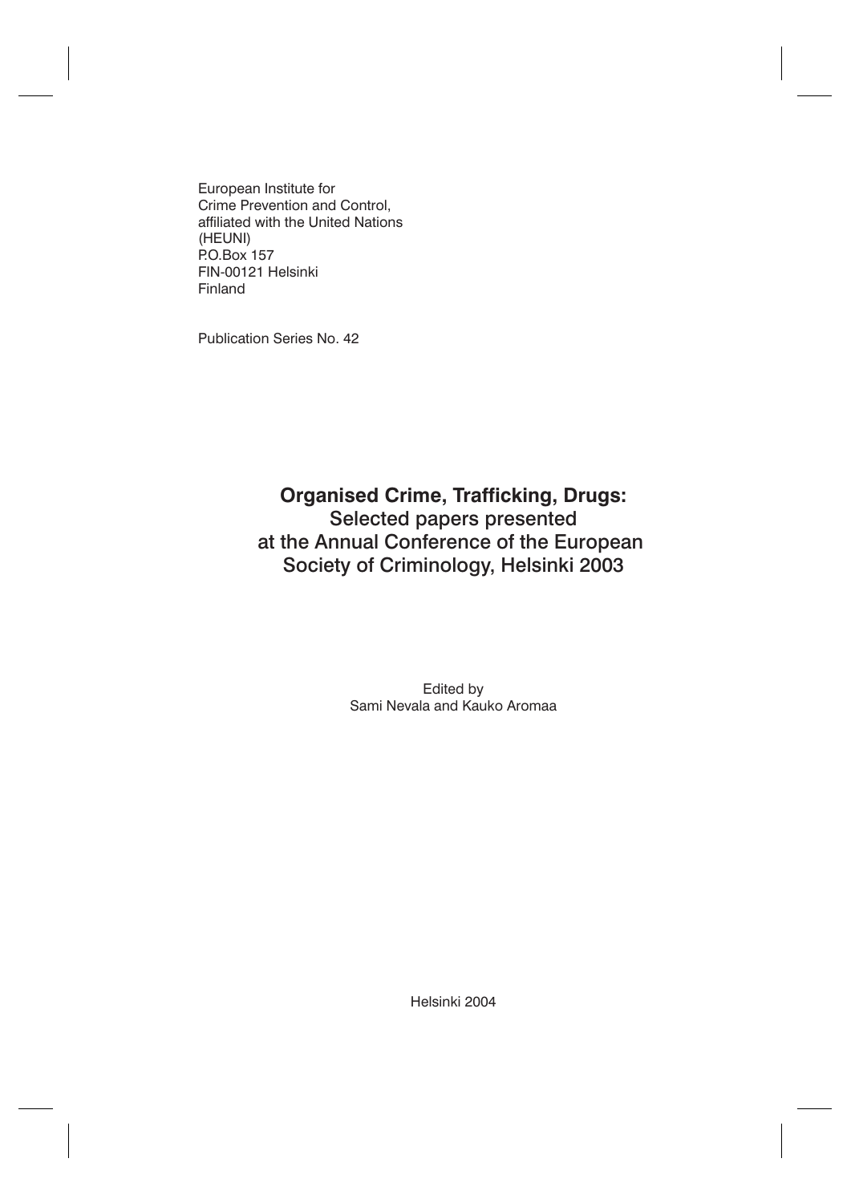European Institute for
Crime Prevention and Control,
affiliated with the United Nations
(HEUNI)
P.O.Box 157
FIN-00121 Helsinki
Finland

Publication Series No. 42

# Organised Crime, Trafficking, Drugs:
## Selected papers presented at the Annual Conference of the European Society of Criminology, Helsinki 2003

Edited by
Sami Nevala and Kauko Aromaa

Helsinki 2004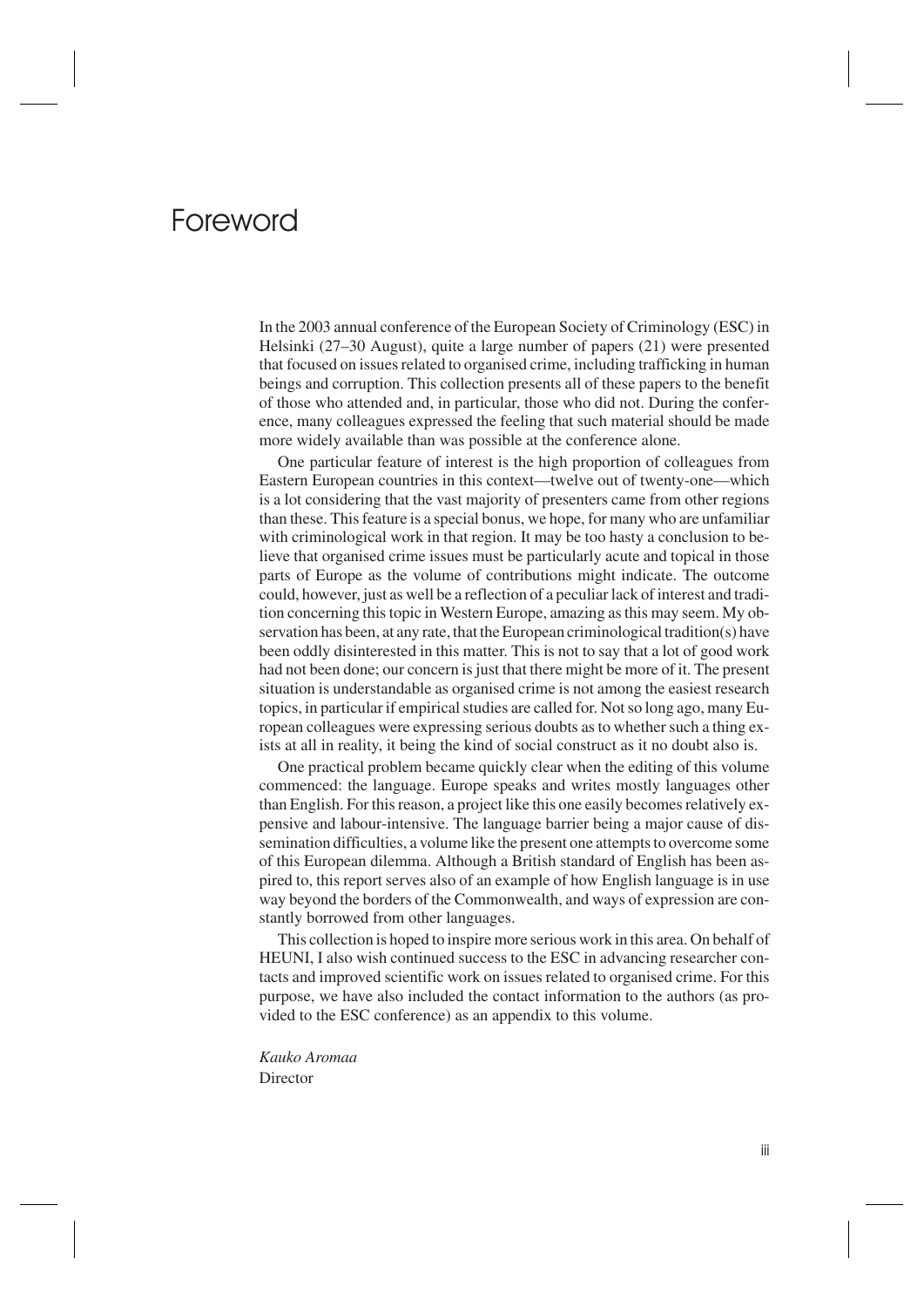# Foreword

In the 2003 annual conference of the European Society of Criminology (ESC) in Helsinki (27–30 August), quite a large number of papers (21) were presented that focused on issues related to organised crime, including trafficking in human beings and corruption. This collection presents all of these papers to the benefit of those who attended and, in particular, those who did not. During the conference, many colleagues expressed the feeling that such material should be made more widely available than was possible at the conference alone.

One particular feature of interest is the high proportion of colleagues from Eastern European countries in this context—twelve out of twenty-one—which is a lot considering that the vast majority of presenters came from other regions than these. This feature is a special bonus, we hope, for many who are unfamiliar with criminological work in that region. It may be too hasty a conclusion to believe that organised crime issues must be particularly acute and topical in those parts of Europe as the volume of contributions might indicate. The outcome could, however, just as well be a reflection of a peculiar lack of interest and tradition concerning this topic in Western Europe, amazing as this may seem. My observation has been, at any rate, that the European criminological tradition(s) have been oddly disinterested in this matter. This is not to say that a lot of good work had not been done; our concern is just that there might be more of it. The present situation is understandable as organised crime is not among the easiest research topics, in particular if empirical studies are called for. Not so long ago, many European colleagues were expressing serious doubts as to whether such a thing exists at all in reality, it being the kind of social construct as it no doubt also is.

One practical problem became quickly clear when the editing of this volume commenced: the language. Europe speaks and writes mostly languages other than English. For this reason, a project like this one easily becomes relatively expensive and labour-intensive. The language barrier being a major cause of dissemination difficulties, a volume like the present one attempts to overcome some of this European dilemma. Although a British standard of English has been aspired to, this report serves also of an example of how English language is in use way beyond the borders of the Commonwealth, and ways of expression are constantly borrowed from other languages.

This collection is hoped to inspire more serious work in this area. On behalf of HEUNI, I also wish continued success to the ESC in advancing researcher contacts and improved scientific work on issues related to organised crime. For this purpose, we have also included the contact information to the authors (as provided to the ESC conference) as an appendix to this volume.

*Kauko Aromaa*
Director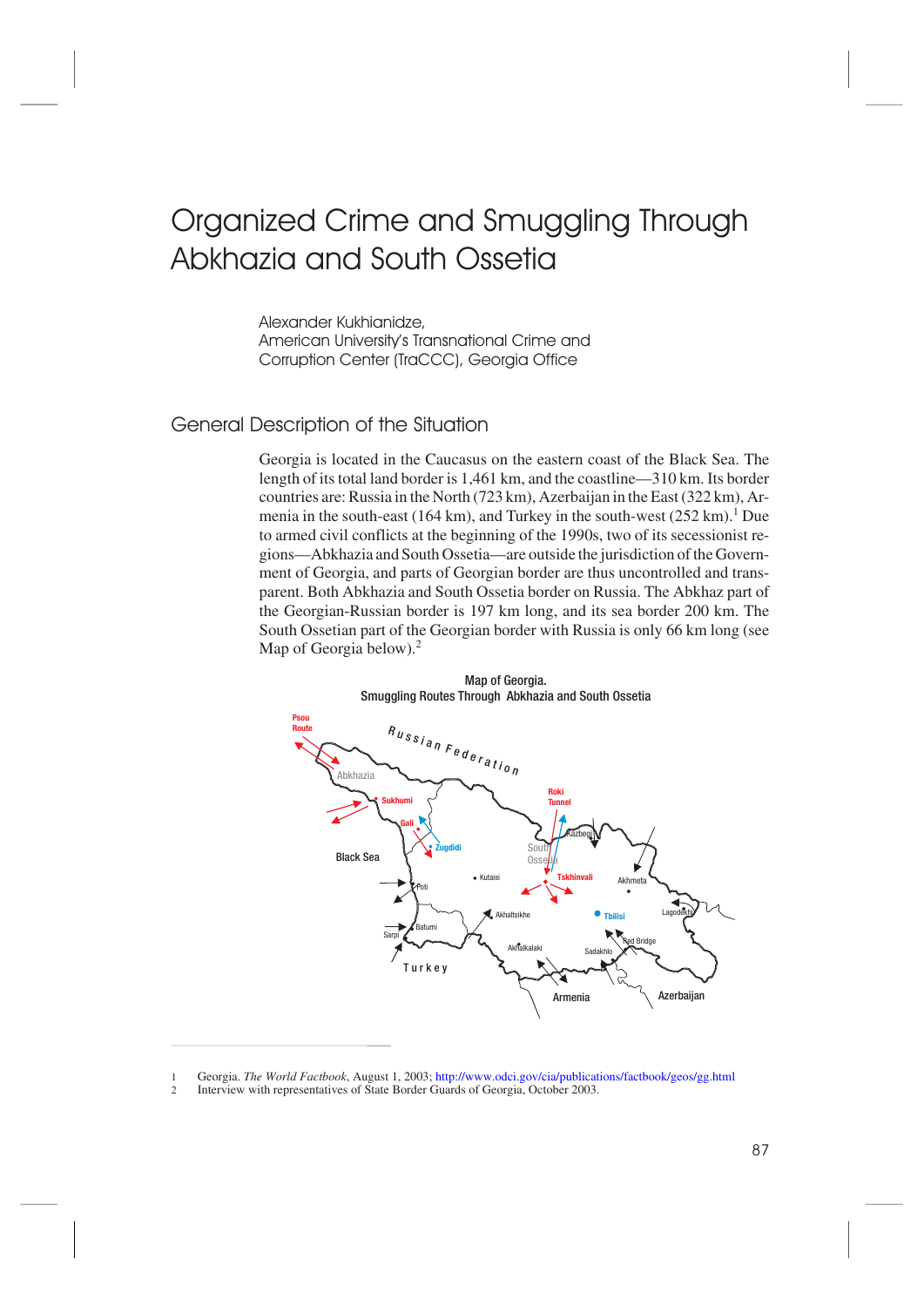# Organized Crime and Smuggling Through Abkhazia and South Ossetia

Alexander Kukhianidze,
American University's Transnational Crime and Corruption Center (TraCCC), Georgia Office

## General Description of the Situation

Georgia is located in the Caucasus on the eastern coast of the Black Sea. The length of its total land border is 1,461 km, and the coastline—310 km. Its border countries are: Russia in the North (723 km), Azerbaijan in the East (322 km), Armenia in the south-east (164 km), and Turkey in the south-west (252 km).[1] Due to armed civil conflicts at the beginning of the 1990s, two of its secessionist regions—Abkhazia and South Ossetia—are outside the jurisdiction of the Government of Georgia, and parts of Georgian border are thus uncontrolled and transparent. Both Abkhazia and South Ossetia border on Russia. The Abkhaz part of the Georgian-Russian border is 197 km long, and its sea border 200 km. The South Ossetian part of the Georgian border with Russia is only 66 km long (see Map of Georgia below).[2]

Map of Georgia.
Smuggling Routes Through Abkhazia and South Ossetia

1 Georgia. *The World Factbook*, August 1, 2003; http://www.odci.gov/cia/publications/factbook/geos/gg.html
2 Interview with representatives of State Border Guards of Georgia, October 2003.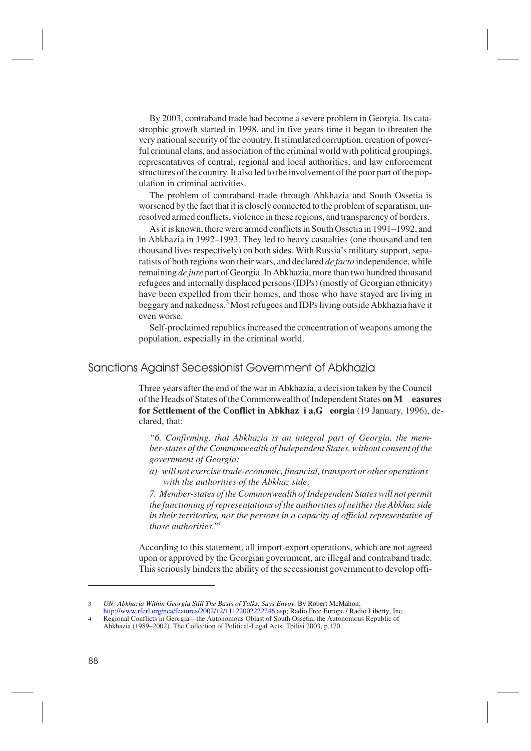By 2003, contraband trade had become a severe problem in Georgia. Its catastrophic growth started in 1998, and in five years time it began to threaten the very national security of the country. It stimulated corruption, creation of powerful criminal clans, and association of the criminal world with political groupings, representatives of central, regional and local authorities, and law enforcement structures of the country. It also led to the involvement of the poor part of the population in criminal activities.

The problem of contraband trade through Abkhazia and South Ossetia is worsened by the fact that it is closely connected to the problem of separatism, unresolved armed conflicts, violence in these regions, and transparency of borders.

As it is known, there were armed conflicts in South Ossetia in 1991–1992, and in Abkhazia in 1992–1993. They led to heavy casualties (one thousand and ten thousand lives respectively) on both sides. With Russia's military support, separatists of both regions won their wars, and declared *de facto* independence, while remaining *de jure* part of Georgia. In Abkhazia, more than two hundred thousand refugees and internally displaced persons (IDPs) (mostly of Georgian ethnicity) have been expelled from their homes, and those who have stayed are living in beggary and nakedness.[3] Most refugees and IDPs living outside Abkhazia have it even worse.

Self-proclaimed republics increased the concentration of weapons among the population, especially in the criminal world.

## Sanctions Against Secessionist Government of Abkhazia

Three years after the end of the war in Abkhazia, a decision taken by the Council of the Heads of States of the Commonwealth of Independent States **on Measures for Settlement of the Conflict in Abkhazia, Georgia** (19 January, 1996), declared, that:

> *"6. Confirming, that Abkhazia is an integral part of Georgia, the member-states of the Commonwealth of Independent States, without consent of the government of Georgia:*
>
> *a) will not exercise trade-economic, financial, transport or other operations with the authorities of the Abkhaz side;*
>
> *7. Member-states of the Commonwealth of Independent States will not permit the functioning of representations of the authorities of neither the Abkhaz side in their territories, nor the persons in a capacity of official representative of those authorities."*[4]

According to this statement, all import-export operations, which are not agreed upon or approved by the Georgian government, are illegal and contraband trade. This seriously hinders the ability of the secessionist government to develop offi-

---

3 *UN: Abkhazia Within Georgia Still The Basis of Talks, Says Envoy*. By Robert McMahon; http://www.rferl.org/nca/features/2002/12/11122002222246.asp; Radio Free Europe / Radio Liberty, Inc.

4 Regional Conflicts in Georgia—the Autonomous Oblast of South Ossetia, the Autonomous Republic of Abkhazia (1989–2002). The Collection of Political-Legal Acts. Tbilisi 2003, p.170.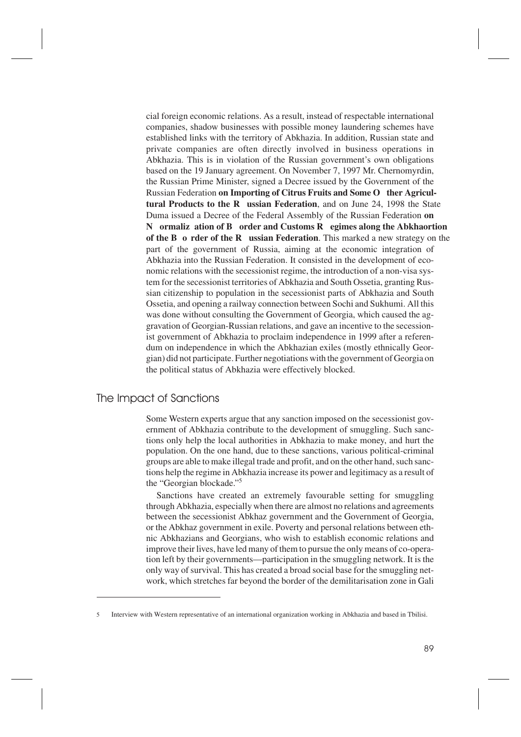cial foreign economic relations. As a result, instead of respectable international companies, shadow businesses with possible money laundering schemes have established links with the territory of Abkhazia. In addition, Russian state and private companies are often directly involved in business operations in Abkhazia. This is in violation of the Russian government's own obligations based on the 19 January agreement. On November 7, 1997 Mr. Chernomyrdin, the Russian Prime Minister, signed a Decree issued by the Government of the Russian Federation **on Importing of Citrus Fruits and Some Other Agricultural Products to the Russian Federation**, and on June 24, 1998 the State Duma issued a Decree of the Federal Assembly of the Russian Federation **on Normalization of Border and Customs Regimes along the Abkhaortion of the Border of the Russian Federation**. This marked a new strategy on the part of the government of Russia, aiming at the economic integration of Abkhazia into the Russian Federation. It consisted in the development of economic relations with the secessionist regime, the introduction of a non-visa system for the secessionist territories of Abkhazia and South Ossetia, granting Russian citizenship to population in the secessionist parts of Abkhazia and South Ossetia, and opening a railway connection between Sochi and Sukhumi. All this was done without consulting the Government of Georgia, which caused the aggravation of Georgian-Russian relations, and gave an incentive to the secessionist government of Abkhazia to proclaim independence in 1999 after a referendum on independence in which the Abkhazian exiles (mostly ethnically Georgian) did not participate. Further negotiations with the government of Georgia on the political status of Abkhazia were effectively blocked.

## The Impact of Sanctions

Some Western experts argue that any sanction imposed on the secessionist government of Abkhazia contribute to the development of smuggling. Such sanctions only help the local authorities in Abkhazia to make money, and hurt the population. On the one hand, due to these sanctions, various political-criminal groups are able to make illegal trade and profit, and on the other hand, such sanctions help the regime in Abkhazia increase its power and legitimacy as a result of the "Georgian blockade."[5]

Sanctions have created an extremely favourable setting for smuggling through Abkhazia, especially when there are almost no relations and agreements between the secessionist Abkhaz government and the Government of Georgia, or the Abkhaz government in exile. Poverty and personal relations between ethnic Abkhazians and Georgians, who wish to establish economic relations and improve their lives, have led many of them to pursue the only means of co-operation left by their governments—participation in the smuggling network. It is the only way of survival. This has created a broad social base for the smuggling network, which stretches far beyond the border of the demilitarisation zone in Gali

5 Interview with Western representative of an international organization working in Abkhazia and based in Tbilisi.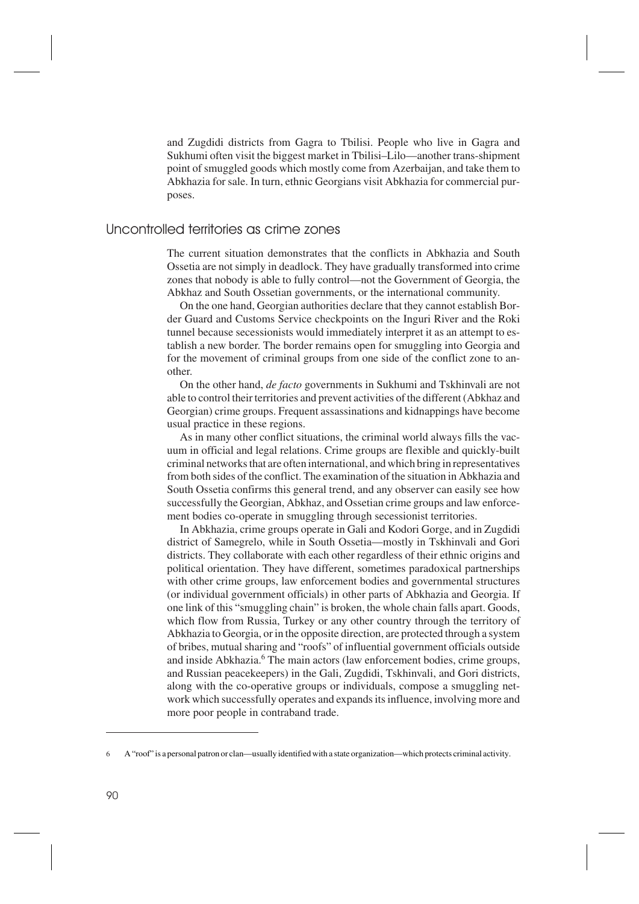and Zugdidi districts from Gagra to Tbilisi. People who live in Gagra and Sukhumi often visit the biggest market in Tbilisi–Lilo—another trans-shipment point of smuggled goods which mostly come from Azerbaijan, and take them to Abkhazia for sale. In turn, ethnic Georgians visit Abkhazia for commercial purposes.

## Uncontrolled territories as crime zones

The current situation demonstrates that the conflicts in Abkhazia and South Ossetia are not simply in deadlock. They have gradually transformed into crime zones that nobody is able to fully control—not the Government of Georgia, the Abkhaz and South Ossetian governments, or the international community.

On the one hand, Georgian authorities declare that they cannot establish Border Guard and Customs Service checkpoints on the Inguri River and the Roki tunnel because secessionists would immediately interpret it as an attempt to establish a new border. The border remains open for smuggling into Georgia and for the movement of criminal groups from one side of the conflict zone to another.

On the other hand, *de facto* governments in Sukhumi and Tskhinvali are not able to control their territories and prevent activities of the different (Abkhaz and Georgian) crime groups. Frequent assassinations and kidnappings have become usual practice in these regions.

As in many other conflict situations, the criminal world always fills the vacuum in official and legal relations. Crime groups are flexible and quickly-built criminal networks that are often international, and which bring in representatives from both sides of the conflict. The examination of the situation in Abkhazia and South Ossetia confirms this general trend, and any observer can easily see how successfully the Georgian, Abkhaz, and Ossetian crime groups and law enforcement bodies co-operate in smuggling through secessionist territories.

In Abkhazia, crime groups operate in Gali and Kodori Gorge, and in Zugdidi district of Samegrelo, while in South Ossetia—mostly in Tskhinvali and Gori districts. They collaborate with each other regardless of their ethnic origins and political orientation. They have different, sometimes paradoxical partnerships with other crime groups, law enforcement bodies and governmental structures (or individual government officials) in other parts of Abkhazia and Georgia. If one link of this "smuggling chain" is broken, the whole chain falls apart. Goods, which flow from Russia, Turkey or any other country through the territory of Abkhazia to Georgia, or in the opposite direction, are protected through a system of bribes, mutual sharing and "roofs" of influential government officials outside and inside Abkhazia.[6] The main actors (law enforcement bodies, crime groups, and Russian peacekeepers) in the Gali, Zugdidi, Tskhinvali, and Gori districts, along with the co-operative groups or individuals, compose a smuggling network which successfully operates and expands its influence, involving more and more poor people in contraband trade.

---

6 A "roof" is a personal patron or clan—usually identified with a state organization—which protects criminal activity.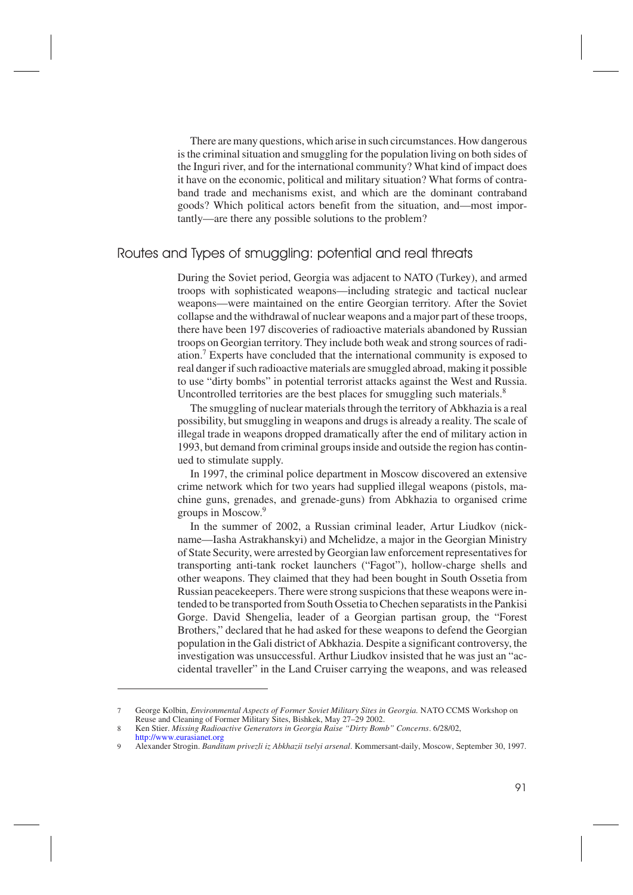There are many questions, which arise in such circumstances. How dangerous is the criminal situation and smuggling for the population living on both sides of the Inguri river, and for the international community? What kind of impact does it have on the economic, political and military situation? What forms of contraband trade and mechanisms exist, and which are the dominant contraband goods? Which political actors benefit from the situation, and—most importantly—are there any possible solutions to the problem?

## Routes and Types of smuggling: potential and real threats

During the Soviet period, Georgia was adjacent to NATO (Turkey), and armed troops with sophisticated weapons—including strategic and tactical nuclear weapons—were maintained on the entire Georgian territory. After the Soviet collapse and the withdrawal of nuclear weapons and a major part of these troops, there have been 197 discoveries of radioactive materials abandoned by Russian troops on Georgian territory. They include both weak and strong sources of radiation.[7] Experts have concluded that the international community is exposed to real danger if such radioactive materials are smuggled abroad, making it possible to use "dirty bombs" in potential terrorist attacks against the West and Russia. Uncontrolled territories are the best places for smuggling such materials.[8]

The smuggling of nuclear materials through the territory of Abkhazia is a real possibility, but smuggling in weapons and drugs is already a reality. The scale of illegal trade in weapons dropped dramatically after the end of military action in 1993, but demand from criminal groups inside and outside the region has continued to stimulate supply.

In 1997, the criminal police department in Moscow discovered an extensive crime network which for two years had supplied illegal weapons (pistols, machine guns, grenades, and grenade-guns) from Abkhazia to organised crime groups in Moscow.[9]

In the summer of 2002, a Russian criminal leader, Artur Liudkov (nickname—Iasha Astrakhanskyi) and Mchelidze, a major in the Georgian Ministry of State Security, were arrested by Georgian law enforcement representatives for transporting anti-tank rocket launchers ("Fagot"), hollow-charge shells and other weapons. They claimed that they had been bought in South Ossetia from Russian peacekeepers. There were strong suspicions that these weapons were intended to be transported from South Ossetia to Chechen separatists in the Pankisi Gorge. David Shengelia, leader of a Georgian partisan group, the "Forest Brothers," declared that he had asked for these weapons to defend the Georgian population in the Gali district of Abkhazia. Despite a significant controversy, the investigation was unsuccessful. Arthur Liudkov insisted that he was just an "accidental traveller" in the Land Cruiser carrying the weapons, and was released

---

7 George Kolbin, *Environmental Aspects of Former Soviet Military Sites in Georgia.* NATO CCMS Workshop on Reuse and Cleaning of Former Military Sites, Bishkek, May 27–29 2002.

8 Ken Stier. *Missing Radioactive Generators in Georgia Raise "Dirty Bomb" Concerns*. 6/28/02, http://www.eurasianet.org

9 Alexander Strogin. *Banditam privezli iz Abkhazii tselyi arsenal*. Kommersant-daily, Moscow, September 30, 1997.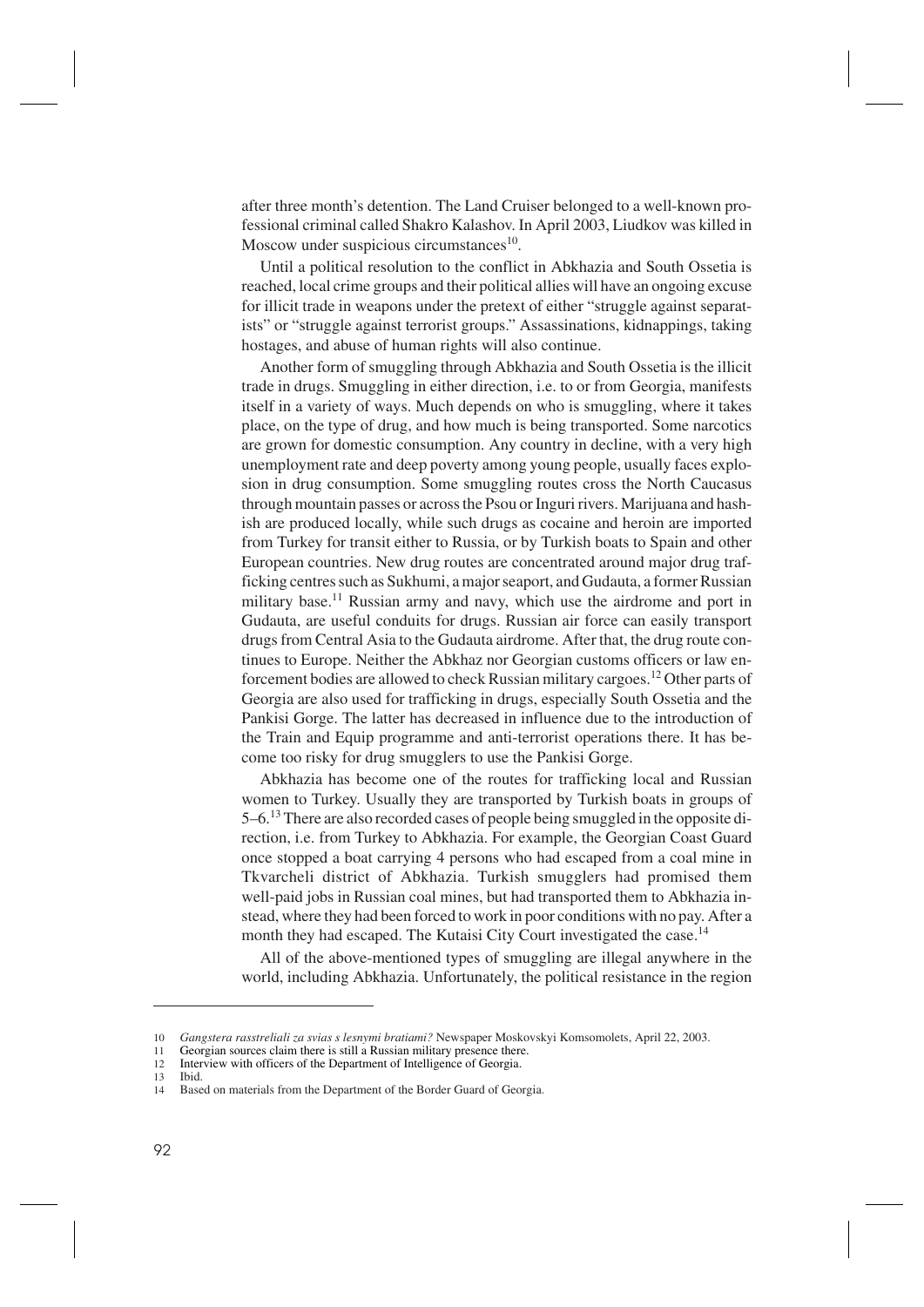after three month's detention. The Land Cruiser belonged to a well-known professional criminal called Shakro Kalashov. In April 2003, Liudkov was killed in Moscow under suspicious circumstances[10].

Until a political resolution to the conflict in Abkhazia and South Ossetia is reached, local crime groups and their political allies will have an ongoing excuse for illicit trade in weapons under the pretext of either "struggle against separatists" or "struggle against terrorist groups." Assassinations, kidnappings, taking hostages, and abuse of human rights will also continue.

Another form of smuggling through Abkhazia and South Ossetia is the illicit trade in drugs. Smuggling in either direction, i.e. to or from Georgia, manifests itself in a variety of ways. Much depends on who is smuggling, where it takes place, on the type of drug, and how much is being transported. Some narcotics are grown for domestic consumption. Any country in decline, with a very high unemployment rate and deep poverty among young people, usually faces explosion in drug consumption. Some smuggling routes cross the North Caucasus through mountain passes or across the Psou or Inguri rivers. Marijuana and hashish are produced locally, while such drugs as cocaine and heroin are imported from Turkey for transit either to Russia, or by Turkish boats to Spain and other European countries. New drug routes are concentrated around major drug trafficking centres such as Sukhumi, a major seaport, and Gudauta, a former Russian military base.[11] Russian army and navy, which use the airdrome and port in Gudauta, are useful conduits for drugs. Russian air force can easily transport drugs from Central Asia to the Gudauta airdrome. After that, the drug route continues to Europe. Neither the Abkhaz nor Georgian customs officers or law enforcement bodies are allowed to check Russian military cargoes.[12] Other parts of Georgia are also used for trafficking in drugs, especially South Ossetia and the Pankisi Gorge. The latter has decreased in influence due to the introduction of the Train and Equip programme and anti-terrorist operations there. It has become too risky for drug smugglers to use the Pankisi Gorge.

Abkhazia has become one of the routes for trafficking local and Russian women to Turkey. Usually they are transported by Turkish boats in groups of 5–6.[13] There are also recorded cases of people being smuggled in the opposite direction, i.e. from Turkey to Abkhazia. For example, the Georgian Coast Guard once stopped a boat carrying 4 persons who had escaped from a coal mine in Tkvarcheli district of Abkhazia. Turkish smugglers had promised them well-paid jobs in Russian coal mines, but had transported them to Abkhazia instead, where they had been forced to work in poor conditions with no pay. After a month they had escaped. The Kutaisi City Court investigated the case.[14]

All of the above-mentioned types of smuggling are illegal anywhere in the world, including Abkhazia. Unfortunately, the political resistance in the region

---

10 *Gangstera rasstreliali za svias s lesnymi bratiami?* Newspaper Moskovskyi Komsomolets, April 22, 2003.

11 Georgian sources claim there is still a Russian military presence there.

12 Interview with officers of the Department of Intelligence of Georgia.

13 Ibid.

14 Based on materials from the Department of the Border Guard of Georgia.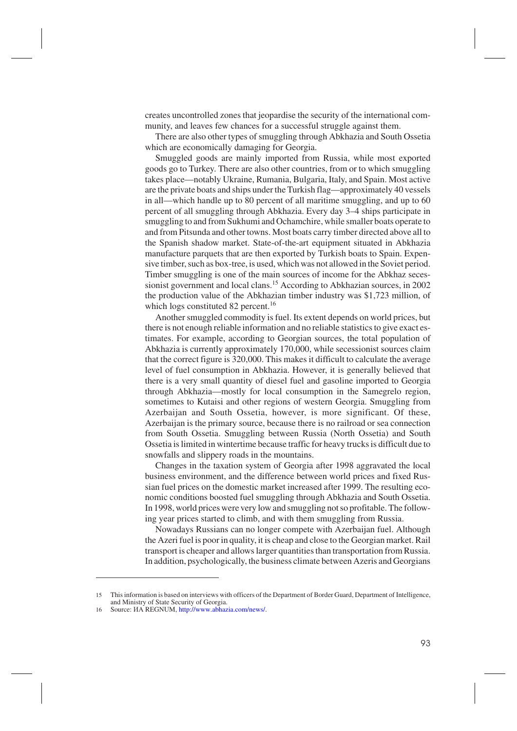creates uncontrolled zones that jeopardise the security of the international community, and leaves few chances for a successful struggle against them.

There are also other types of smuggling through Abkhazia and South Ossetia which are economically damaging for Georgia.

Smuggled goods are mainly imported from Russia, while most exported goods go to Turkey. There are also other countries, from or to which smuggling takes place—notably Ukraine, Rumania, Bulgaria, Italy, and Spain. Most active are the private boats and ships under the Turkish flag—approximately 40 vessels in all—which handle up to 80 percent of all maritime smuggling, and up to 60 percent of all smuggling through Abkhazia. Every day 3–4 ships participate in smuggling to and from Sukhumi and Ochamchire, while smaller boats operate to and from Pitsunda and other towns. Most boats carry timber directed above all to the Spanish shadow market. State-of-the-art equipment situated in Abkhazia manufacture parquets that are then exported by Turkish boats to Spain. Expensive timber, such as box-tree, is used, which was not allowed in the Soviet period. Timber smuggling is one of the main sources of income for the Abkhaz secessionist government and local clans.[15] According to Abkhazian sources, in 2002 the production value of the Abkhazian timber industry was $1,723 million, of which logs constituted 82 percent.[16]

Another smuggled commodity is fuel. Its extent depends on world prices, but there is not enough reliable information and no reliable statistics to give exact estimates. For example, according to Georgian sources, the total population of Abkhazia is currently approximately 170,000, while secessionist sources claim that the correct figure is 320,000. This makes it difficult to calculate the average level of fuel consumption in Abkhazia. However, it is generally believed that there is a very small quantity of diesel fuel and gasoline imported to Georgia through Abkhazia—mostly for local consumption in the Samegrelo region, sometimes to Kutaisi and other regions of western Georgia. Smuggling from Azerbaijan and South Ossetia, however, is more significant. Of these, Azerbaijan is the primary source, because there is no railroad or sea connection from South Ossetia. Smuggling between Russia (North Ossetia) and South Ossetia is limited in wintertime because traffic for heavy trucks is difficult due to snowfalls and slippery roads in the mountains.

Changes in the taxation system of Georgia after 1998 aggravated the local business environment, and the difference between world prices and fixed Russian fuel prices on the domestic market increased after 1999. The resulting economic conditions boosted fuel smuggling through Abkhazia and South Ossetia. In 1998, world prices were very low and smuggling not so profitable. The following year prices started to climb, and with them smuggling from Russia.

Nowadays Russians can no longer compete with Azerbaijan fuel. Although the Azeri fuel is poor in quality, it is cheap and close to the Georgian market. Rail transport is cheaper and allows larger quantities than transportation from Russia. In addition, psychologically, the business climate between Azeris and Georgians

---

15 This information is based on interviews with officers of the Department of Border Guard, Department of Intelligence, and Ministry of State Security of Georgia.

16 Source: ИА REGNUM, http://www.abhazia.com/news/.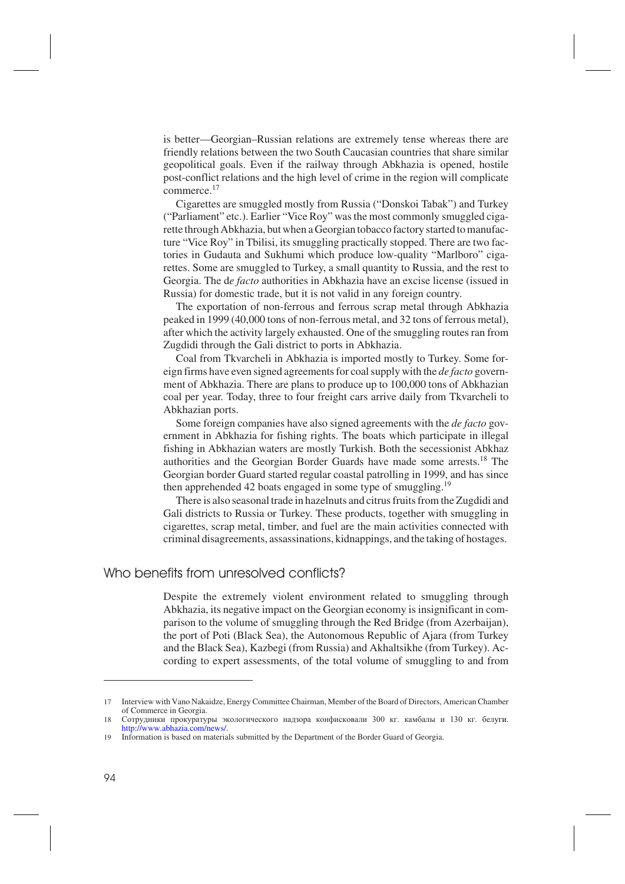is better—Georgian–Russian relations are extremely tense whereas there are friendly relations between the two South Caucasian countries that share similar geopolitical goals. Even if the railway through Abkhazia is opened, hostile post-conflict relations and the high level of crime in the region will complicate commerce.[17]

Cigarettes are smuggled mostly from Russia ("Donskoi Tabak") and Turkey ("Parliament" etc.). Earlier "Vice Roy" was the most commonly smuggled cigarette through Abkhazia, but when a Georgian tobacco factory started to manufacture "Vice Roy" in Tbilisi, its smuggling practically stopped. There are two factories in Gudauta and Sukhumi which produce low-quality "Marlboro" cigarettes. Some are smuggled to Turkey, a small quantity to Russia, and the rest to Georgia. The d*e facto* authorities in Abkhazia have an excise license (issued in Russia) for domestic trade, but it is not valid in any foreign country.

The exportation of non-ferrous and ferrous scrap metal through Abkhazia peaked in 1999 (40,000 tons of non-ferrous metal, and 32 tons of ferrous metal), after which the activity largely exhausted. One of the smuggling routes ran from Zugdidi through the Gali district to ports in Abkhazia.

Coal from Tkvarcheli in Abkhazia is imported mostly to Turkey. Some foreign firms have even signed agreements for coal supply with the *de facto* government of Abkhazia. There are plans to produce up to 100,000 tons of Abkhazian coal per year. Today, three to four freight cars arrive daily from Tkvarcheli to Abkhazian ports.

Some foreign companies have also signed agreements with the *de facto* government in Abkhazia for fishing rights. The boats which participate in illegal fishing in Abkhazian waters are mostly Turkish. Both the secessionist Abkhaz authorities and the Georgian Border Guards have made some arrests.[18] The Georgian border Guard started regular coastal patrolling in 1999, and has since then apprehended 42 boats engaged in some type of smuggling.[19]

There is also seasonal trade in hazelnuts and citrus fruits from the Zugdidi and Gali districts to Russia or Turkey. These products, together with smuggling in cigarettes, scrap metal, timber, and fuel are the main activities connected with criminal disagreements, assassinations, kidnappings, and the taking of hostages.

## Who benefits from unresolved conflicts?

Despite the extremely violent environment related to smuggling through Abkhazia, its negative impact on the Georgian economy is insignificant in comparison to the volume of smuggling through the Red Bridge (from Azerbaijan), the port of Poti (Black Sea), the Autonomous Republic of Ajara (from Turkey and the Black Sea), Kazbegi (from Russia) and Akhaltsikhe (from Turkey). According to expert assessments, of the total volume of smuggling to and from

---

17 Interview with Vano Nakaidze, Energy Committee Chairman, Member of the Board of Directors, American Chamber of Commerce in Georgia.

18 Сотрудники прокуратуры экологического надзора конфисковали 300 кг. камбалы и 130 кг. белуги. http://www.abhazia.com/news/.

19 Information is based on materials submitted by the Department of the Border Guard of Georgia.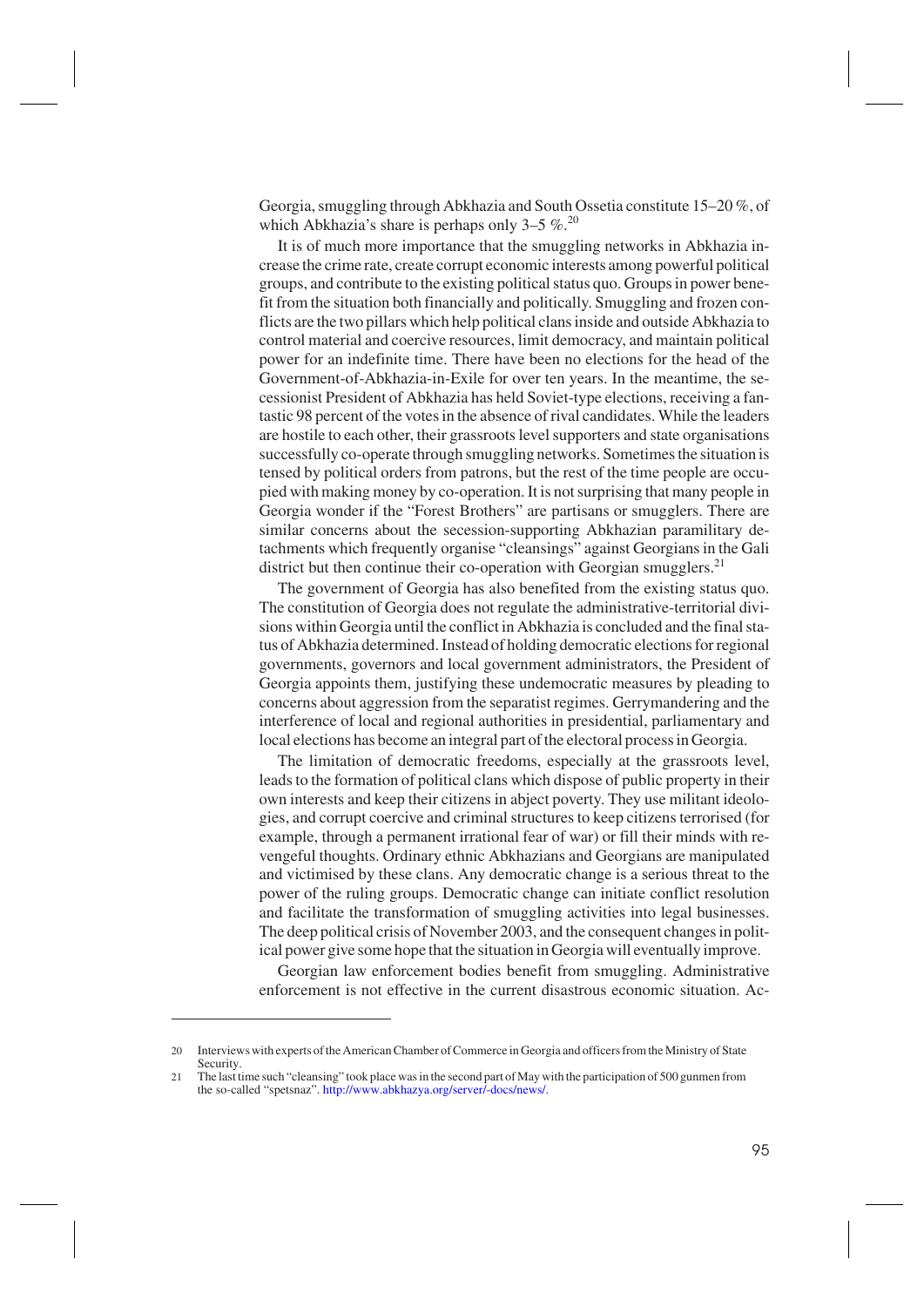Georgia, smuggling through Abkhazia and South Ossetia constitute 15–20 %, of which Abkhazia's share is perhaps only 3–5 %.[20]

It is of much more importance that the smuggling networks in Abkhazia increase the crime rate, create corrupt economic interests among powerful political groups, and contribute to the existing political status quo. Groups in power benefit from the situation both financially and politically. Smuggling and frozen conflicts are the two pillars which help political clans inside and outside Abkhazia to control material and coercive resources, limit democracy, and maintain political power for an indefinite time. There have been no elections for the head of the Government-of-Abkhazia-in-Exile for over ten years. In the meantime, the secessionist President of Abkhazia has held Soviet-type elections, receiving a fantastic 98 percent of the votes in the absence of rival candidates. While the leaders are hostile to each other, their grassroots level supporters and state organisations successfully co-operate through smuggling networks. Sometimes the situation is tensed by political orders from patrons, but the rest of the time people are occupied with making money by co-operation. It is not surprising that many people in Georgia wonder if the "Forest Brothers" are partisans or smugglers. There are similar concerns about the secession-supporting Abkhazian paramilitary detachments which frequently organise "cleansings" against Georgians in the Gali district but then continue their co-operation with Georgian smugglers.[21]

The government of Georgia has also benefited from the existing status quo. The constitution of Georgia does not regulate the administrative-territorial divisions within Georgia until the conflict in Abkhazia is concluded and the final status of Abkhazia determined. Instead of holding democratic elections for regional governments, governors and local government administrators, the President of Georgia appoints them, justifying these undemocratic measures by pleading to concerns about aggression from the separatist regimes. Gerrymandering and the interference of local and regional authorities in presidential, parliamentary and local elections has become an integral part of the electoral process in Georgia.

The limitation of democratic freedoms, especially at the grassroots level, leads to the formation of political clans which dispose of public property in their own interests and keep their citizens in abject poverty. They use militant ideologies, and corrupt coercive and criminal structures to keep citizens terrorised (for example, through a permanent irrational fear of war) or fill their minds with revengeful thoughts. Ordinary ethnic Abkhazians and Georgians are manipulated and victimised by these clans. Any democratic change is a serious threat to the power of the ruling groups. Democratic change can initiate conflict resolution and facilitate the transformation of smuggling activities into legal businesses. The deep political crisis of November 2003, and the consequent changes in political power give some hope that the situation in Georgia will eventually improve.

Georgian law enforcement bodies benefit from smuggling. Administrative enforcement is not effective in the current disastrous economic situation. Ac-

---

20 Interviews with experts of the American Chamber of Commerce in Georgia and officers from the Ministry of State Security.

21 The last time such "cleansing" took place was in the second part of May with the participation of 500 gunmen from the so-called "spetsnaz". http://www.abkhazya.org/server/-docs/news/.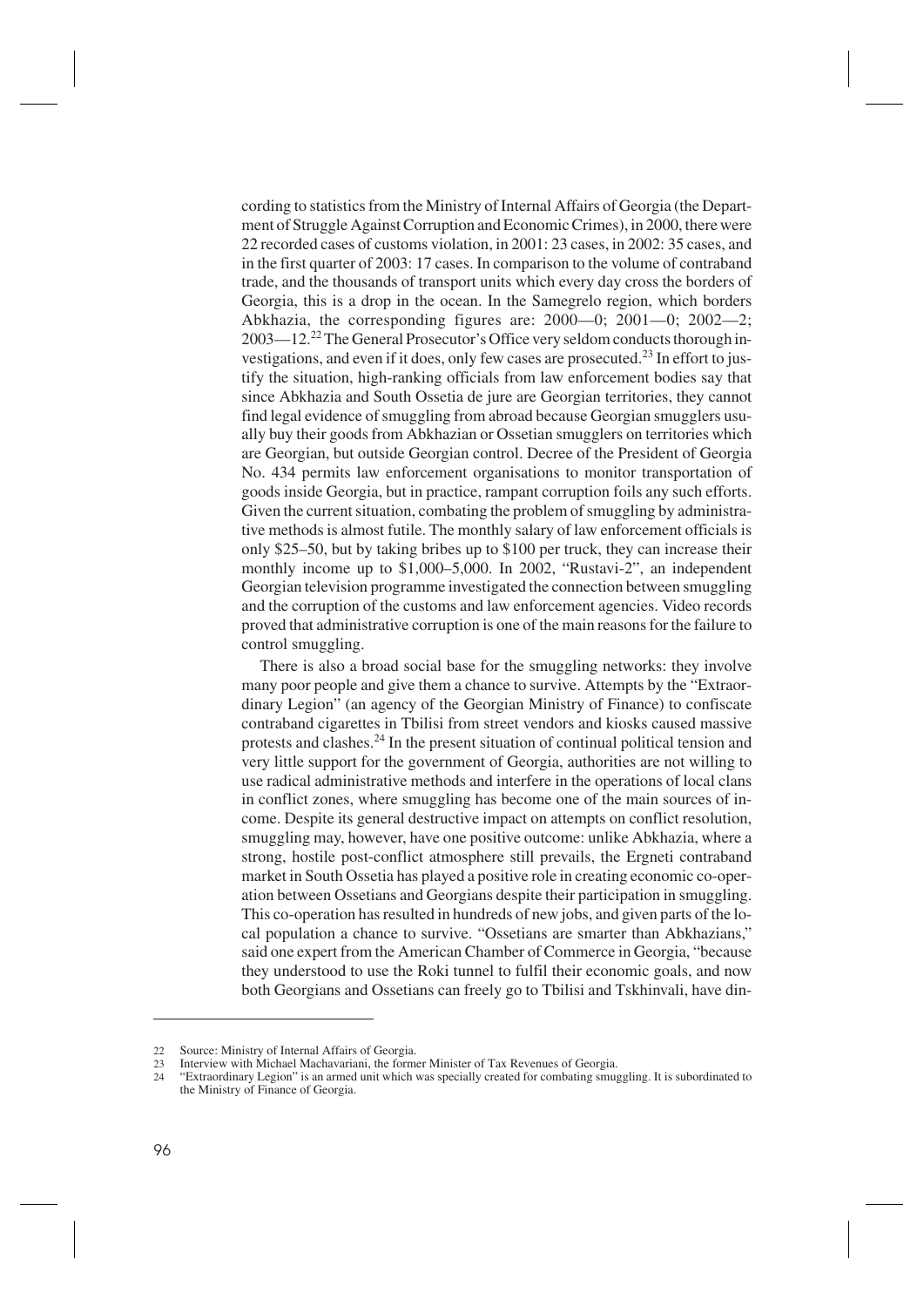cording to statistics from the Ministry of Internal Affairs of Georgia (the Department of Struggle Against Corruption and Economic Crimes), in 2000, there were 22 recorded cases of customs violation, in 2001: 23 cases, in 2002: 35 cases, and in the first quarter of 2003: 17 cases. In comparison to the volume of contraband trade, and the thousands of transport units which every day cross the borders of Georgia, this is a drop in the ocean. In the Samegrelo region, which borders Abkhazia, the corresponding figures are: 2000—0; 2001—0; 2002—2; 2003—12.[22] The General Prosecutor's Office very seldom conducts thorough investigations, and even if it does, only few cases are prosecuted.[23] In effort to justify the situation, high-ranking officials from law enforcement bodies say that since Abkhazia and South Ossetia de jure are Georgian territories, they cannot find legal evidence of smuggling from abroad because Georgian smugglers usually buy their goods from Abkhazian or Ossetian smugglers on territories which are Georgian, but outside Georgian control. Decree of the President of Georgia No. 434 permits law enforcement organisations to monitor transportation of goods inside Georgia, but in practice, rampant corruption foils any such efforts. Given the current situation, combating the problem of smuggling by administrative methods is almost futile. The monthly salary of law enforcement officials is only \$25–50, but by taking bribes up to \$100 per truck, they can increase their monthly income up to \$1,000–5,000. In 2002, "Rustavi-2", an independent Georgian television programme investigated the connection between smuggling and the corruption of the customs and law enforcement agencies. Video records proved that administrative corruption is one of the main reasons for the failure to control smuggling.

There is also a broad social base for the smuggling networks: they involve many poor people and give them a chance to survive. Attempts by the "Extraordinary Legion" (an agency of the Georgian Ministry of Finance) to confiscate contraband cigarettes in Tbilisi from street vendors and kiosks caused massive protests and clashes.[24] In the present situation of continual political tension and very little support for the government of Georgia, authorities are not willing to use radical administrative methods and interfere in the operations of local clans in conflict zones, where smuggling has become one of the main sources of income. Despite its general destructive impact on attempts on conflict resolution, smuggling may, however, have one positive outcome: unlike Abkhazia, where a strong, hostile post-conflict atmosphere still prevails, the Ergneti contraband market in South Ossetia has played a positive role in creating economic co-operation between Ossetians and Georgians despite their participation in smuggling. This co-operation has resulted in hundreds of new jobs, and given parts of the local population a chance to survive. "Ossetians are smarter than Abkhazians," said one expert from the American Chamber of Commerce in Georgia, "because they understood to use the Roki tunnel to fulfil their economic goals, and now both Georgians and Ossetians can freely go to Tbilisi and Tskhinvali, have din-

---

22 Source: Ministry of Internal Affairs of Georgia.

23 Interview with Michael Machavariani, the former Minister of Tax Revenues of Georgia.

24 "Extraordinary Legion" is an armed unit which was specially created for combating smuggling. It is subordinated to the Ministry of Finance of Georgia.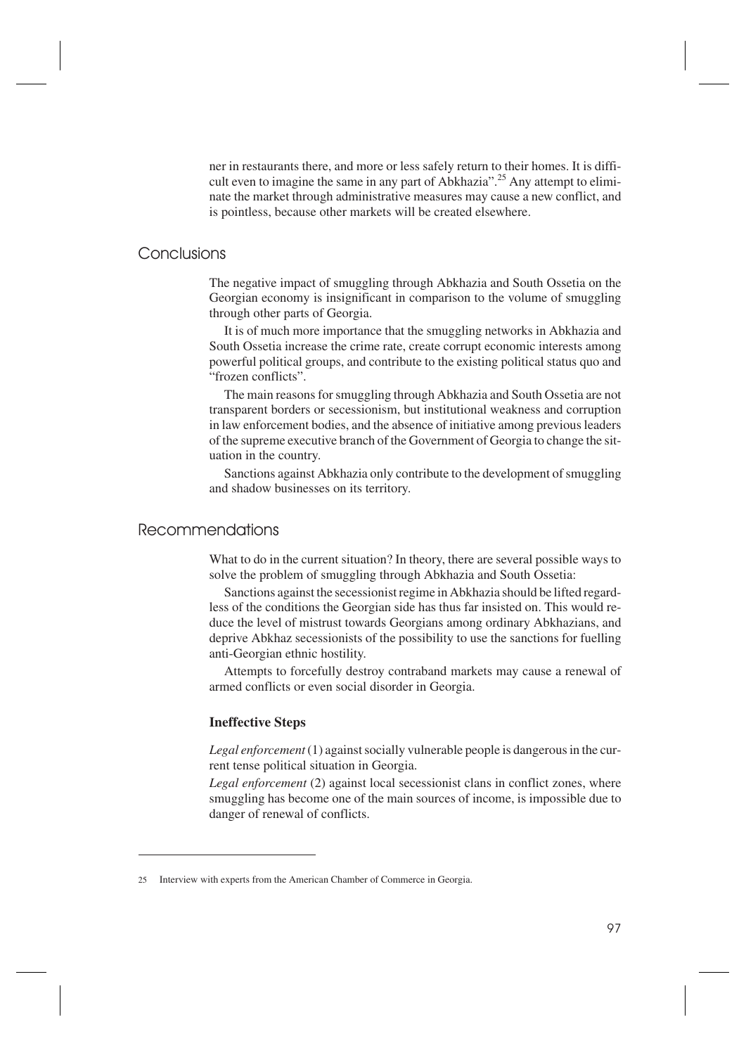ner in restaurants there, and more or less safely return to their homes. It is difficult even to imagine the same in any part of Abkhazia".[25] Any attempt to eliminate the market through administrative measures may cause a new conflict, and is pointless, because other markets will be created elsewhere.

## Conclusions

The negative impact of smuggling through Abkhazia and South Ossetia on the Georgian economy is insignificant in comparison to the volume of smuggling through other parts of Georgia.

It is of much more importance that the smuggling networks in Abkhazia and South Ossetia increase the crime rate, create corrupt economic interests among powerful political groups, and contribute to the existing political status quo and "frozen conflicts".

The main reasons for smuggling through Abkhazia and South Ossetia are not transparent borders or secessionism, but institutional weakness and corruption in law enforcement bodies, and the absence of initiative among previous leaders of the supreme executive branch of the Government of Georgia to change the situation in the country.

Sanctions against Abkhazia only contribute to the development of smuggling and shadow businesses on its territory.

## Recommendations

What to do in the current situation? In theory, there are several possible ways to solve the problem of smuggling through Abkhazia and South Ossetia:

Sanctions against the secessionist regime in Abkhazia should be lifted regardless of the conditions the Georgian side has thus far insisted on. This would reduce the level of mistrust towards Georgians among ordinary Abkhazians, and deprive Abkhaz secessionists of the possibility to use the sanctions for fuelling anti-Georgian ethnic hostility.

Attempts to forcefully destroy contraband markets may cause a renewal of armed conflicts or even social disorder in Georgia.

### Ineffective Steps

*Legal enforcement* (1) against socially vulnerable people is dangerous in the current tense political situation in Georgia.

*Legal enforcement* (2) against local secessionist clans in conflict zones, where smuggling has become one of the main sources of income, is impossible due to danger of renewal of conflicts.

---

25 Interview with experts from the American Chamber of Commerce in Georgia.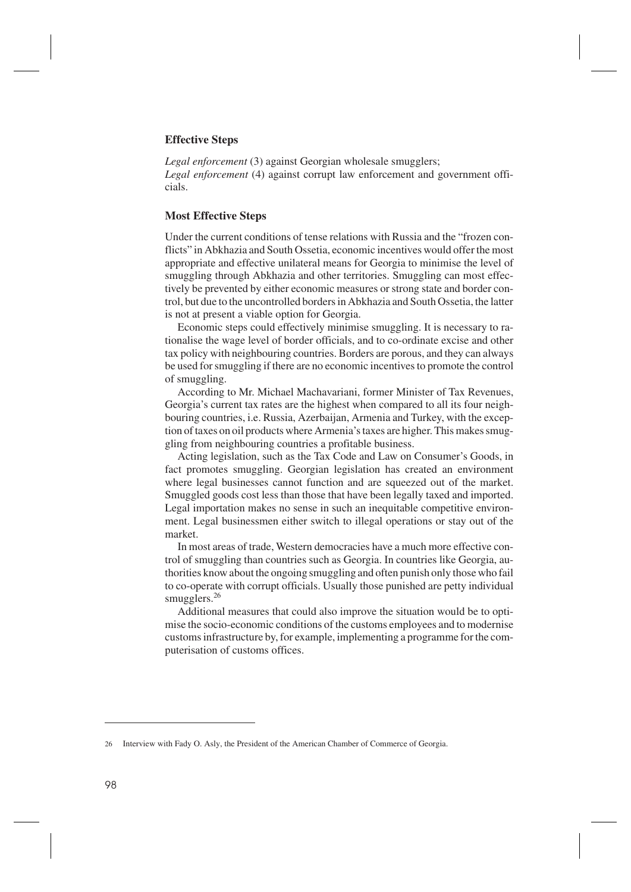### Effective Steps

*Legal enforcement* (3) against Georgian wholesale smugglers;
*Legal enforcement* (4) against corrupt law enforcement and government officials.

### Most Effective Steps

Under the current conditions of tense relations with Russia and the "frozen conflicts" in Abkhazia and South Ossetia, economic incentives would offer the most appropriate and effective unilateral means for Georgia to minimise the level of smuggling through Abkhazia and other territories. Smuggling can most effectively be prevented by either economic measures or strong state and border control, but due to the uncontrolled borders in Abkhazia and South Ossetia, the latter is not at present a viable option for Georgia.

Economic steps could effectively minimise smuggling. It is necessary to rationalise the wage level of border officials, and to co-ordinate excise and other tax policy with neighbouring countries. Borders are porous, and they can always be used for smuggling if there are no economic incentives to promote the control of smuggling.

According to Mr. Michael Machavariani, former Minister of Tax Revenues, Georgia's current tax rates are the highest when compared to all its four neighbouring countries, i.e. Russia, Azerbaijan, Armenia and Turkey, with the exception of taxes on oil products where Armenia's taxes are higher. This makes smuggling from neighbouring countries a profitable business.

Acting legislation, such as the Tax Code and Law on Consumer's Goods, in fact promotes smuggling. Georgian legislation has created an environment where legal businesses cannot function and are squeezed out of the market. Smuggled goods cost less than those that have been legally taxed and imported. Legal importation makes no sense in such an inequitable competitive environment. Legal businessmen either switch to illegal operations or stay out of the market.

In most areas of trade, Western democracies have a much more effective control of smuggling than countries such as Georgia. In countries like Georgia, authorities know about the ongoing smuggling and often punish only those who fail to co-operate with corrupt officials. Usually those punished are petty individual smugglers.[26]

Additional measures that could also improve the situation would be to optimise the socio-economic conditions of the customs employees and to modernise customs infrastructure by, for example, implementing a programme for the computerisation of customs offices.

---

26 Interview with Fady O. Asly, the President of the American Chamber of Commerce of Georgia.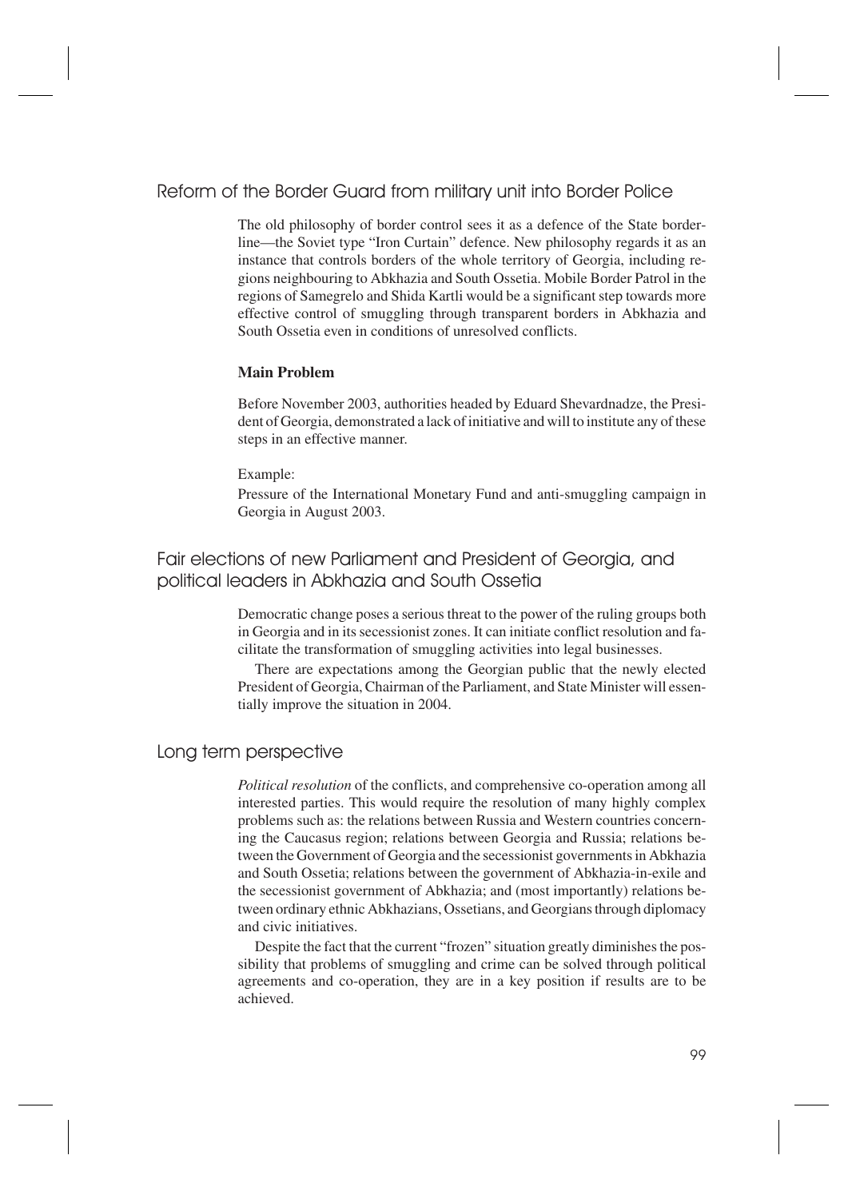## Reform of the Border Guard from military unit into Border Police

The old philosophy of border control sees it as a defence of the State borderline—the Soviet type "Iron Curtain" defence. New philosophy regards it as an instance that controls borders of the whole territory of Georgia, including regions neighbouring to Abkhazia and South Ossetia. Mobile Border Patrol in the regions of Samegrelo and Shida Kartli would be a significant step towards more effective control of smuggling through transparent borders in Abkhazia and South Ossetia even in conditions of unresolved conflicts.

**Main Problem**

Before November 2003, authorities headed by Eduard Shevardnadze, the President of Georgia, demonstrated a lack of initiative and will to institute any of these steps in an effective manner.

Example:
Pressure of the International Monetary Fund and anti-smuggling campaign in Georgia in August 2003.

## Fair elections of new Parliament and President of Georgia, and political leaders in Abkhazia and South Ossetia

Democratic change poses a serious threat to the power of the ruling groups both in Georgia and in its secessionist zones. It can initiate conflict resolution and facilitate the transformation of smuggling activities into legal businesses.

There are expectations among the Georgian public that the newly elected President of Georgia, Chairman of the Parliament, and State Minister will essentially improve the situation in 2004.

## Long term perspective

*Political resolution* of the conflicts, and comprehensive co-operation among all interested parties. This would require the resolution of many highly complex problems such as: the relations between Russia and Western countries concerning the Caucasus region; relations between Georgia and Russia; relations between the Government of Georgia and the secessionist governments in Abkhazia and South Ossetia; relations between the government of Abkhazia-in-exile and the secessionist government of Abkhazia; and (most importantly) relations between ordinary ethnic Abkhazians, Ossetians, and Georgians through diplomacy and civic initiatives.

Despite the fact that the current "frozen" situation greatly diminishes the possibility that problems of smuggling and crime can be solved through political agreements and co-operation, they are in a key position if results are to be achieved.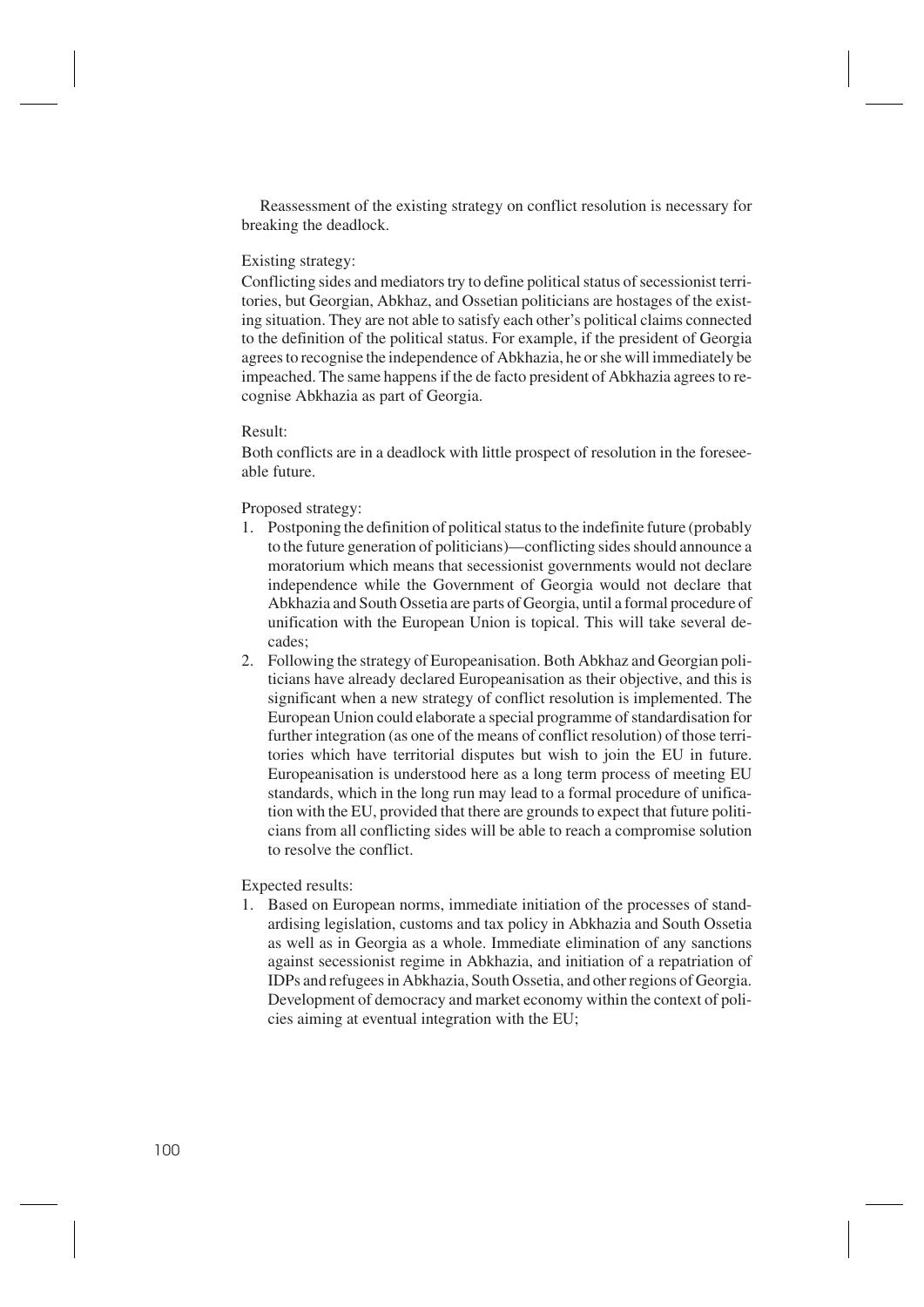Reassessment of the existing strategy on conflict resolution is necessary for breaking the deadlock.

Existing strategy:

Conflicting sides and mediators try to define political status of secessionist territories, but Georgian, Abkhaz, and Ossetian politicians are hostages of the existing situation. They are not able to satisfy each other's political claims connected to the definition of the political status. For example, if the president of Georgia agrees to recognise the independence of Abkhazia, he or she will immediately be impeached. The same happens if the de facto president of Abkhazia agrees to recognise Abkhazia as part of Georgia.

Result:

Both conflicts are in a deadlock with little prospect of resolution in the foreseeable future.

Proposed strategy:

1. Postponing the definition of political status to the indefinite future (probably to the future generation of politicians)—conflicting sides should announce a moratorium which means that secessionist governments would not declare independence while the Government of Georgia would not declare that Abkhazia and South Ossetia are parts of Georgia, until a formal procedure of unification with the European Union is topical. This will take several decades;
2. Following the strategy of Europeanisation. Both Abkhaz and Georgian politicians have already declared Europeanisation as their objective, and this is significant when a new strategy of conflict resolution is implemented. The European Union could elaborate a special programme of standardisation for further integration (as one of the means of conflict resolution) of those territories which have territorial disputes but wish to join the EU in future. Europeanisation is understood here as a long term process of meeting EU standards, which in the long run may lead to a formal procedure of unification with the EU, provided that there are grounds to expect that future politicians from all conflicting sides will be able to reach a compromise solution to resolve the conflict.

Expected results:

1. Based on European norms, immediate initiation of the processes of standardising legislation, customs and tax policy in Abkhazia and South Ossetia as well as in Georgia as a whole. Immediate elimination of any sanctions against secessionist regime in Abkhazia, and initiation of a repatriation of IDPs and refugees in Abkhazia, South Ossetia, and other regions of Georgia. Development of democracy and market economy within the context of policies aiming at eventual integration with the EU;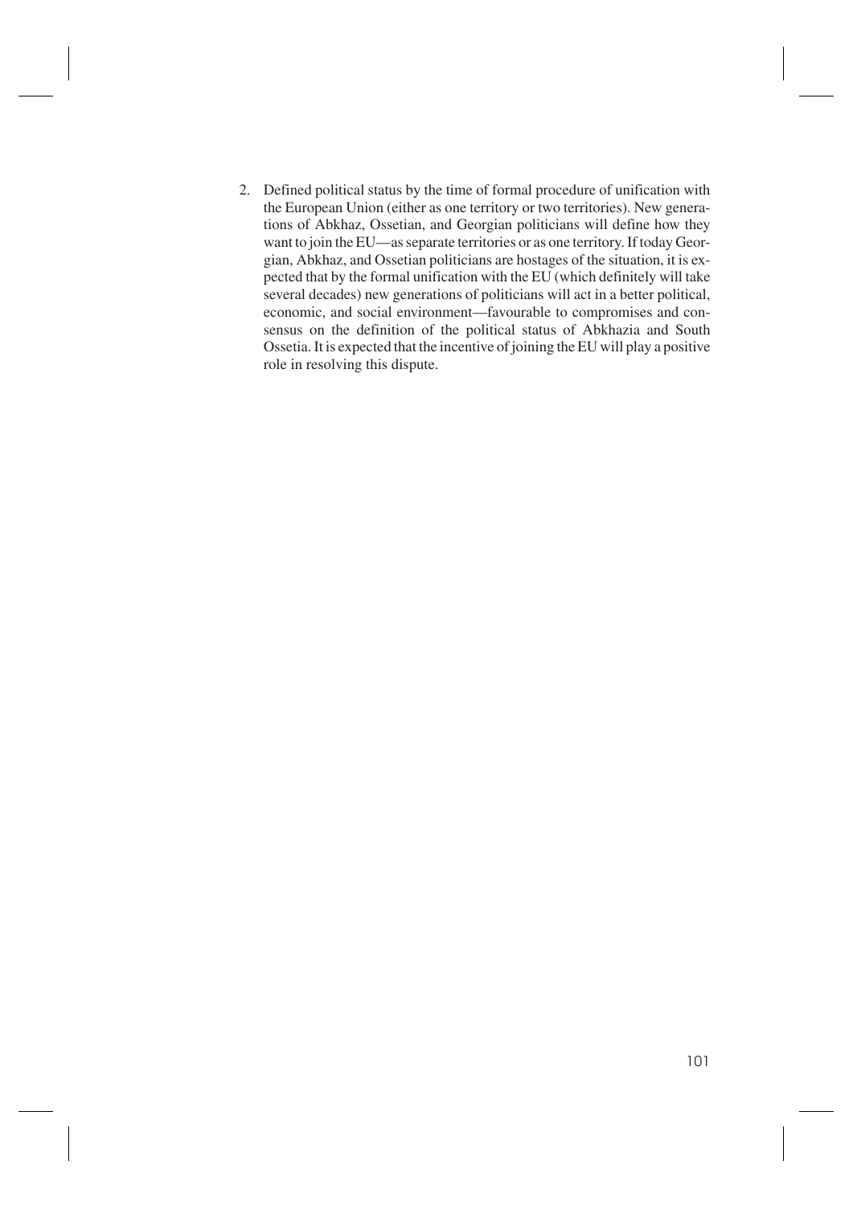2. Defined political status by the time of formal procedure of unification with the European Union (either as one territory or two territories). New generations of Abkhaz, Ossetian, and Georgian politicians will define how they want to join the EU—as separate territories or as one territory. If today Georgian, Abkhaz, and Ossetian politicians are hostages of the situation, it is expected that by the formal unification with the EU (which definitely will take several decades) new generations of politicians will act in a better political, economic, and social environment—favourable to compromises and consensus on the definition of the political status of Abkhazia and South Ossetia. It is expected that the incentive of joining the EU will play a positive role in resolving this dispute.